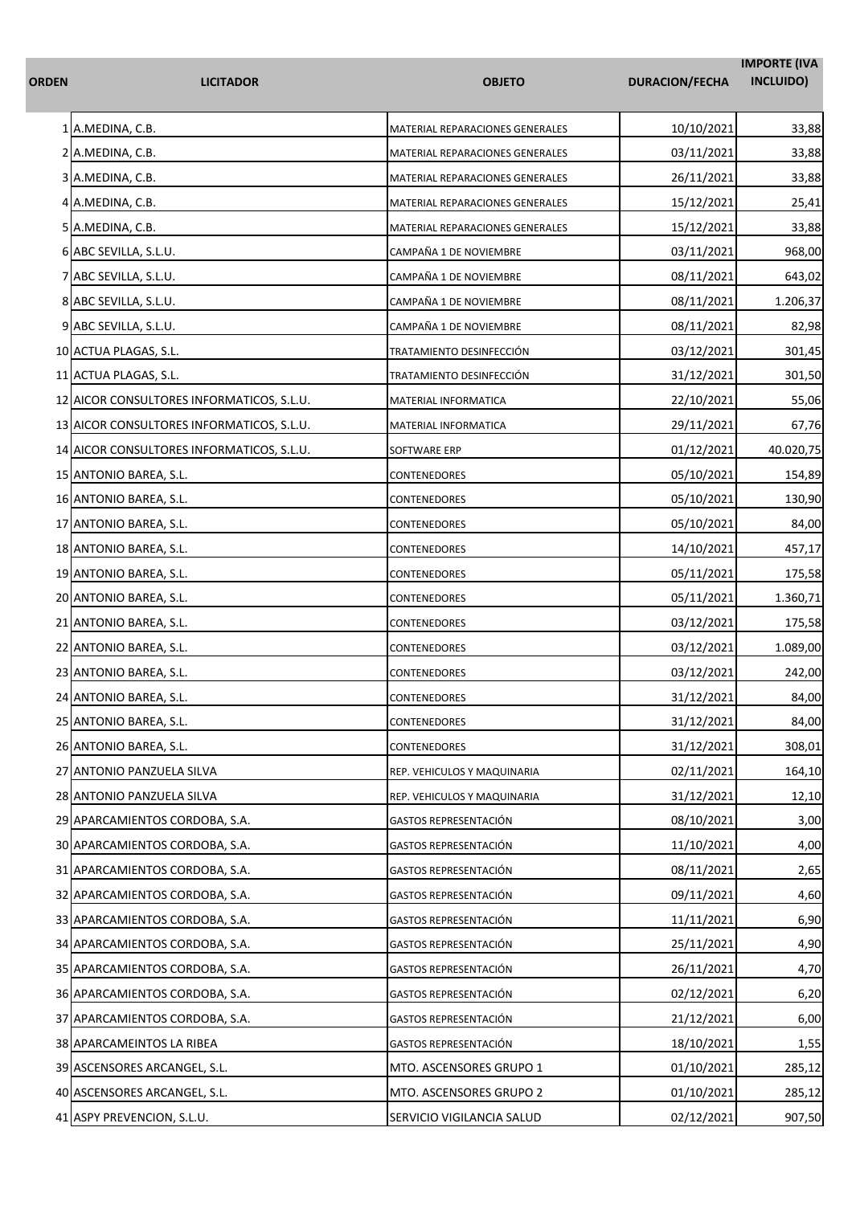| ORDEN | LICITADOR | OBJETO | DURACION/FECHA | IMPORTE (IVA INCLUIDO) |
|---|---|---|---|---|
| 1 | A.MEDINA, C.B. | MATERIAL REPARACIONES GENERALES | 10/10/2021 | 33,88 |
| 2 | A.MEDINA, C.B. | MATERIAL REPARACIONES GENERALES | 03/11/2021 | 33,88 |
| 3 | A.MEDINA, C.B. | MATERIAL REPARACIONES GENERALES | 26/11/2021 | 33,88 |
| 4 | A.MEDINA, C.B. | MATERIAL REPARACIONES GENERALES | 15/12/2021 | 25,41 |
| 5 | A.MEDINA, C.B. | MATERIAL REPARACIONES GENERALES | 15/12/2021 | 33,88 |
| 6 | ABC SEVILLA, S.L.U. | CAMPAÑA 1 DE NOVIEMBRE | 03/11/2021 | 968,00 |
| 7 | ABC SEVILLA, S.L.U. | CAMPAÑA 1 DE NOVIEMBRE | 08/11/2021 | 643,02 |
| 8 | ABC SEVILLA, S.L.U. | CAMPAÑA 1 DE NOVIEMBRE | 08/11/2021 | 1.206,37 |
| 9 | ABC SEVILLA, S.L.U. | CAMPAÑA 1 DE NOVIEMBRE | 08/11/2021 | 82,98 |
| 10 | ACTUA PLAGAS, S.L. | TRATAMIENTO DESINFECCIÓN | 03/12/2021 | 301,45 |
| 11 | ACTUA PLAGAS, S.L. | TRATAMIENTO DESINFECCIÓN | 31/12/2021 | 301,50 |
| 12 | AICOR CONSULTORES INFORMATICOS, S.L.U. | MATERIAL INFORMATICA | 22/10/2021 | 55,06 |
| 13 | AICOR CONSULTORES INFORMATICOS, S.L.U. | MATERIAL INFORMATICA | 29/11/2021 | 67,76 |
| 14 | AICOR CONSULTORES INFORMATICOS, S.L.U. | SOFTWARE ERP | 01/12/2021 | 40.020,75 |
| 15 | ANTONIO BAREA, S.L. | CONTENEDORES | 05/10/2021 | 154,89 |
| 16 | ANTONIO BAREA, S.L. | CONTENEDORES | 05/10/2021 | 130,90 |
| 17 | ANTONIO BAREA, S.L. | CONTENEDORES | 05/10/2021 | 84,00 |
| 18 | ANTONIO BAREA, S.L. | CONTENEDORES | 14/10/2021 | 457,17 |
| 19 | ANTONIO BAREA, S.L. | CONTENEDORES | 05/11/2021 | 175,58 |
| 20 | ANTONIO BAREA, S.L. | CONTENEDORES | 05/11/2021 | 1.360,71 |
| 21 | ANTONIO BAREA, S.L. | CONTENEDORES | 03/12/2021 | 175,58 |
| 22 | ANTONIO BAREA, S.L. | CONTENEDORES | 03/12/2021 | 1.089,00 |
| 23 | ANTONIO BAREA, S.L. | CONTENEDORES | 03/12/2021 | 242,00 |
| 24 | ANTONIO BAREA, S.L. | CONTENEDORES | 31/12/2021 | 84,00 |
| 25 | ANTONIO BAREA, S.L. | CONTENEDORES | 31/12/2021 | 84,00 |
| 26 | ANTONIO BAREA, S.L. | CONTENEDORES | 31/12/2021 | 308,01 |
| 27 | ANTONIO PANZUELA SILVA | REP. VEHICULOS Y MAQUINARIA | 02/11/2021 | 164,10 |
| 28 | ANTONIO PANZUELA SILVA | REP. VEHICULOS Y MAQUINARIA | 31/12/2021 | 12,10 |
| 29 | APARCAMIENTOS CORDOBA, S.A. | GASTOS REPRESENTACIÓN | 08/10/2021 | 3,00 |
| 30 | APARCAMIENTOS CORDOBA, S.A. | GASTOS REPRESENTACIÓN | 11/10/2021 | 4,00 |
| 31 | APARCAMIENTOS CORDOBA, S.A. | GASTOS REPRESENTACIÓN | 08/11/2021 | 2,65 |
| 32 | APARCAMIENTOS CORDOBA, S.A. | GASTOS REPRESENTACIÓN | 09/11/2021 | 4,60 |
| 33 | APARCAMIENTOS CORDOBA, S.A. | GASTOS REPRESENTACIÓN | 11/11/2021 | 6,90 |
| 34 | APARCAMIENTOS CORDOBA, S.A. | GASTOS REPRESENTACIÓN | 25/11/2021 | 4,90 |
| 35 | APARCAMIENTOS CORDOBA, S.A. | GASTOS REPRESENTACIÓN | 26/11/2021 | 4,70 |
| 36 | APARCAMIENTOS CORDOBA, S.A. | GASTOS REPRESENTACIÓN | 02/12/2021 | 6,20 |
| 37 | APARCAMIENTOS CORDOBA, S.A. | GASTOS REPRESENTACIÓN | 21/12/2021 | 6,00 |
| 38 | APARCAMEINTOS LA RIBEA | GASTOS REPRESENTACIÓN | 18/10/2021 | 1,55 |
| 39 | ASCENSORES ARCANGEL, S.L. | MTO. ASCENSORES GRUPO 1 | 01/10/2021 | 285,12 |
| 40 | ASCENSORES ARCANGEL, S.L. | MTO. ASCENSORES GRUPO 2 | 01/10/2021 | 285,12 |
| 41 | ASPY PREVENCION, S.L.U. | SERVICIO VIGILANCIA SALUD | 02/12/2021 | 907,50 |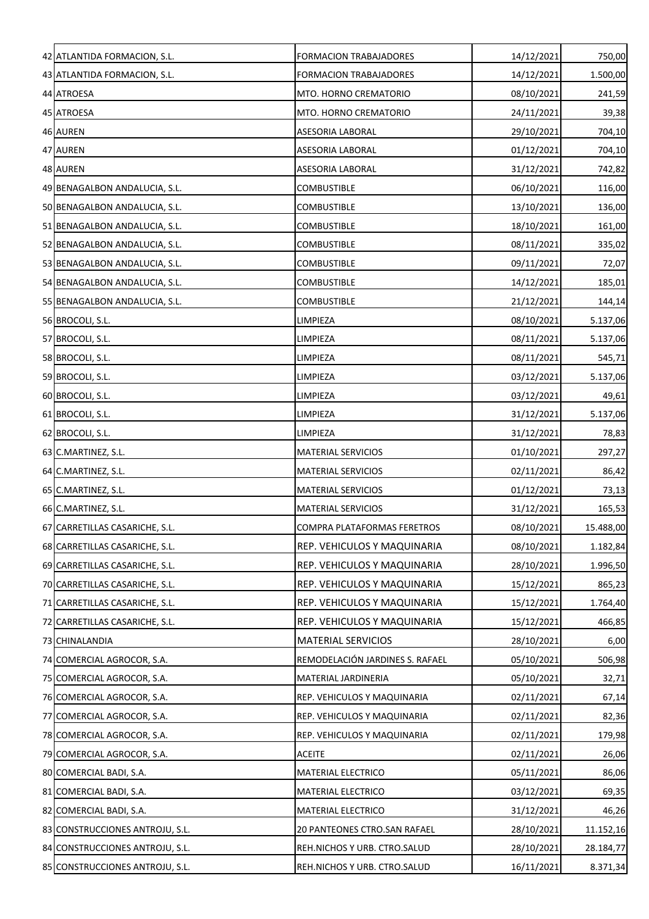| | | | | |
|---|---|---|---|---|
| 42 | ATLANTIDA FORMACION, S.L. | FORMACION TRABAJADORES | 14/12/2021 | 750,00 |
| 43 | ATLANTIDA FORMACION, S.L. | FORMACION TRABAJADORES | 14/12/2021 | 1.500,00 |
| 44 | ATROESA | MTO. HORNO CREMATORIO | 08/10/2021 | 241,59 |
| 45 | ATROESA | MTO. HORNO CREMATORIO | 24/11/2021 | 39,38 |
| 46 | AUREN | ASESORIA LABORAL | 29/10/2021 | 704,10 |
| 47 | AUREN | ASESORIA LABORAL | 01/12/2021 | 704,10 |
| 48 | AUREN | ASESORIA LABORAL | 31/12/2021 | 742,82 |
| 49 | BENAGALBON ANDALUCIA, S.L. | COMBUSTIBLE | 06/10/2021 | 116,00 |
| 50 | BENAGALBON ANDALUCIA, S.L. | COMBUSTIBLE | 13/10/2021 | 136,00 |
| 51 | BENAGALBON ANDALUCIA, S.L. | COMBUSTIBLE | 18/10/2021 | 161,00 |
| 52 | BENAGALBON ANDALUCIA, S.L. | COMBUSTIBLE | 08/11/2021 | 335,02 |
| 53 | BENAGALBON ANDALUCIA, S.L. | COMBUSTIBLE | 09/11/2021 | 72,07 |
| 54 | BENAGALBON ANDALUCIA, S.L. | COMBUSTIBLE | 14/12/2021 | 185,01 |
| 55 | BENAGALBON ANDALUCIA, S.L. | COMBUSTIBLE | 21/12/2021 | 144,14 |
| 56 | BROCOLI, S.L. | LIMPIEZA | 08/10/2021 | 5.137,06 |
| 57 | BROCOLI, S.L. | LIMPIEZA | 08/11/2021 | 5.137,06 |
| 58 | BROCOLI, S.L. | LIMPIEZA | 08/11/2021 | 545,71 |
| 59 | BROCOLI, S.L. | LIMPIEZA | 03/12/2021 | 5.137,06 |
| 60 | BROCOLI, S.L. | LIMPIEZA | 03/12/2021 | 49,61 |
| 61 | BROCOLI, S.L. | LIMPIEZA | 31/12/2021 | 5.137,06 |
| 62 | BROCOLI, S.L. | LIMPIEZA | 31/12/2021 | 78,83 |
| 63 | C.MARTINEZ, S.L. | MATERIAL SERVICIOS | 01/10/2021 | 297,27 |
| 64 | C.MARTINEZ, S.L. | MATERIAL SERVICIOS | 02/11/2021 | 86,42 |
| 65 | C.MARTINEZ, S.L. | MATERIAL SERVICIOS | 01/12/2021 | 73,13 |
| 66 | C.MARTINEZ, S.L. | MATERIAL SERVICIOS | 31/12/2021 | 165,53 |
| 67 | CARRETILLAS CASARICHE, S.L. | COMPRA PLATAFORMAS FERETROS | 08/10/2021 | 15.488,00 |
| 68 | CARRETILLAS CASARICHE, S.L. | REP. VEHICULOS Y MAQUINARIA | 08/10/2021 | 1.182,84 |
| 69 | CARRETILLAS CASARICHE, S.L. | REP. VEHICULOS Y MAQUINARIA | 28/10/2021 | 1.996,50 |
| 70 | CARRETILLAS CASARICHE, S.L. | REP. VEHICULOS Y MAQUINARIA | 15/12/2021 | 865,23 |
| 71 | CARRETILLAS CASARICHE, S.L. | REP. VEHICULOS Y MAQUINARIA | 15/12/2021 | 1.764,40 |
| 72 | CARRETILLAS CASARICHE, S.L. | REP. VEHICULOS Y MAQUINARIA | 15/12/2021 | 466,85 |
| 73 | CHINALANDIA | MATERIAL SERVICIOS | 28/10/2021 | 6,00 |
| 74 | COMERCIAL AGROCOR, S.A. | REMODELACIÓN JARDINES S. RAFAEL | 05/10/2021 | 506,98 |
| 75 | COMERCIAL AGROCOR, S.A. | MATERIAL JARDINERIA | 05/10/2021 | 32,71 |
| 76 | COMERCIAL AGROCOR, S.A. | REP. VEHICULOS Y MAQUINARIA | 02/11/2021 | 67,14 |
| 77 | COMERCIAL AGROCOR, S.A. | REP. VEHICULOS Y MAQUINARIA | 02/11/2021 | 82,36 |
| 78 | COMERCIAL AGROCOR, S.A. | REP. VEHICULOS Y MAQUINARIA | 02/11/2021 | 179,98 |
| 79 | COMERCIAL AGROCOR, S.A. | ACEITE | 02/11/2021 | 26,06 |
| 80 | COMERCIAL BADI, S.A. | MATERIAL ELECTRICO | 05/11/2021 | 86,06 |
| 81 | COMERCIAL BADI, S.A. | MATERIAL ELECTRICO | 03/12/2021 | 69,35 |
| 82 | COMERCIAL BADI, S.A. | MATERIAL ELECTRICO | 31/12/2021 | 46,26 |
| 83 | CONSTRUCCIONES ANTROJU, S.L. | 20 PANTEONES CTRO.SAN RAFAEL | 28/10/2021 | 11.152,16 |
| 84 | CONSTRUCCIONES ANTROJU, S.L. | REH.NICHOS Y URB. CTRO.SALUD | 28/10/2021 | 28.184,77 |
| 85 | CONSTRUCCIONES ANTROJU, S.L. | REH.NICHOS Y URB. CTRO.SALUD | 16/11/2021 | 8.371,34 |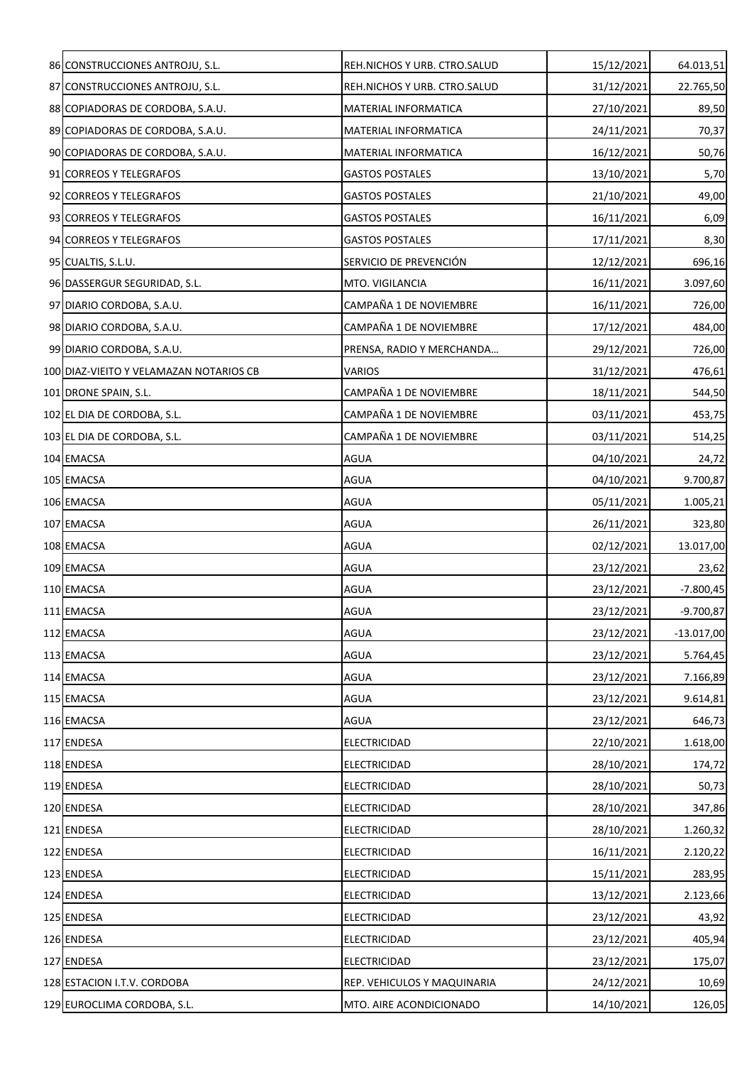| | | | | |
|---|---|---|---|---|
| 86 | CONSTRUCCIONES ANTROJU, S.L. | REH.NICHOS Y URB. CTRO.SALUD | 15/12/2021 | 64.013,51 |
| 87 | CONSTRUCCIONES ANTROJU, S.L. | REH.NICHOS Y URB. CTRO.SALUD | 31/12/2021 | 22.765,50 |
| 88 | COPIADORAS DE CORDOBA, S.A.U. | MATERIAL INFORMATICA | 27/10/2021 | 89,50 |
| 89 | COPIADORAS DE CORDOBA, S.A.U. | MATERIAL INFORMATICA | 24/11/2021 | 70,37 |
| 90 | COPIADORAS DE CORDOBA, S.A.U. | MATERIAL INFORMATICA | 16/12/2021 | 50,76 |
| 91 | CORREOS Y TELEGRAFOS | GASTOS POSTALES | 13/10/2021 | 5,70 |
| 92 | CORREOS Y TELEGRAFOS | GASTOS POSTALES | 21/10/2021 | 49,00 |
| 93 | CORREOS Y TELEGRAFOS | GASTOS POSTALES | 16/11/2021 | 6,09 |
| 94 | CORREOS Y TELEGRAFOS | GASTOS POSTALES | 17/11/2021 | 8,30 |
| 95 | CUALTIS, S.L.U. | SERVICIO DE PREVENCIÓN | 12/12/2021 | 696,16 |
| 96 | DASSERGUR SEGURIDAD, S.L. | MTO. VIGILANCIA | 16/11/2021 | 3.097,60 |
| 97 | DIARIO CORDOBA, S.A.U. | CAMPAÑA 1 DE NOVIEMBRE | 16/11/2021 | 726,00 |
| 98 | DIARIO CORDOBA, S.A.U. | CAMPAÑA 1 DE NOVIEMBRE | 17/12/2021 | 484,00 |
| 99 | DIARIO CORDOBA, S.A.U. | PRENSA, RADIO Y MERCHANDA… | 29/12/2021 | 726,00 |
| 100 | DIAZ-VIEITO Y VELAMAZAN NOTARIOS CB | VARIOS | 31/12/2021 | 476,61 |
| 101 | DRONE SPAIN, S.L. | CAMPAÑA 1 DE NOVIEMBRE | 18/11/2021 | 544,50 |
| 102 | EL DIA DE CORDOBA, S.L. | CAMPAÑA 1 DE NOVIEMBRE | 03/11/2021 | 453,75 |
| 103 | EL DIA DE CORDOBA, S.L. | CAMPAÑA 1 DE NOVIEMBRE | 03/11/2021 | 514,25 |
| 104 | EMACSA | AGUA | 04/10/2021 | 24,72 |
| 105 | EMACSA | AGUA | 04/10/2021 | 9.700,87 |
| 106 | EMACSA | AGUA | 05/11/2021 | 1.005,21 |
| 107 | EMACSA | AGUA | 26/11/2021 | 323,80 |
| 108 | EMACSA | AGUA | 02/12/2021 | 13.017,00 |
| 109 | EMACSA | AGUA | 23/12/2021 | 23,62 |
| 110 | EMACSA | AGUA | 23/12/2021 | -7.800,45 |
| 111 | EMACSA | AGUA | 23/12/2021 | -9.700,87 |
| 112 | EMACSA | AGUA | 23/12/2021 | -13.017,00 |
| 113 | EMACSA | AGUA | 23/12/2021 | 5.764,45 |
| 114 | EMACSA | AGUA | 23/12/2021 | 7.166,89 |
| 115 | EMACSA | AGUA | 23/12/2021 | 9.614,81 |
| 116 | EMACSA | AGUA | 23/12/2021 | 646,73 |
| 117 | ENDESA | ELECTRICIDAD | 22/10/2021 | 1.618,00 |
| 118 | ENDESA | ELECTRICIDAD | 28/10/2021 | 174,72 |
| 119 | ENDESA | ELECTRICIDAD | 28/10/2021 | 50,73 |
| 120 | ENDESA | ELECTRICIDAD | 28/10/2021 | 347,86 |
| 121 | ENDESA | ELECTRICIDAD | 28/10/2021 | 1.260,32 |
| 122 | ENDESA | ELECTRICIDAD | 16/11/2021 | 2.120,22 |
| 123 | ENDESA | ELECTRICIDAD | 15/11/2021 | 283,95 |
| 124 | ENDESA | ELECTRICIDAD | 13/12/2021 | 2.123,66 |
| 125 | ENDESA | ELECTRICIDAD | 23/12/2021 | 43,92 |
| 126 | ENDESA | ELECTRICIDAD | 23/12/2021 | 405,94 |
| 127 | ENDESA | ELECTRICIDAD | 23/12/2021 | 175,07 |
| 128 | ESTACION I.T.V. CORDOBA | REP. VEHICULOS Y MAQUINARIA | 24/12/2021 | 10,69 |
| 129 | EUROCLIMA CORDOBA, S.L. | MTO. AIRE ACONDICIONADO | 14/10/2021 | 126,05 |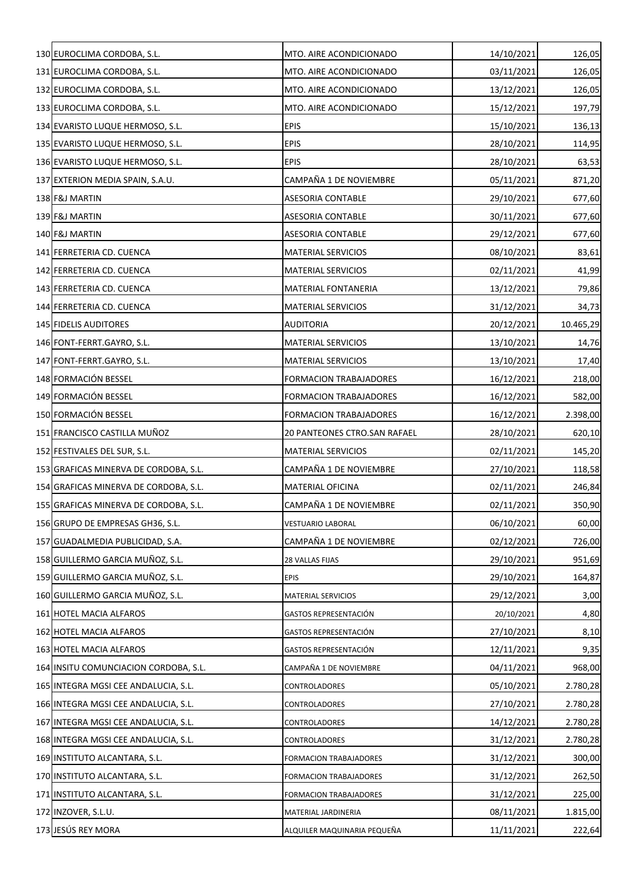| | | | | |
|---|---|---|---|---|
| 130 | EUROCLIMA CORDOBA, S.L. | MTO. AIRE ACONDICIONADO | 14/10/2021 | 126,05 |
| 131 | EUROCLIMA CORDOBA, S.L. | MTO. AIRE ACONDICIONADO | 03/11/2021 | 126,05 |
| 132 | EUROCLIMA CORDOBA, S.L. | MTO. AIRE ACONDICIONADO | 13/12/2021 | 126,05 |
| 133 | EUROCLIMA CORDOBA, S.L. | MTO. AIRE ACONDICIONADO | 15/12/2021 | 197,79 |
| 134 | EVARISTO LUQUE HERMOSO, S.L. | EPIS | 15/10/2021 | 136,13 |
| 135 | EVARISTO LUQUE HERMOSO, S.L. | EPIS | 28/10/2021 | 114,95 |
| 136 | EVARISTO LUQUE HERMOSO, S.L. | EPIS | 28/10/2021 | 63,53 |
| 137 | EXTERION MEDIA SPAIN, S.A.U. | CAMPAÑA 1 DE NOVIEMBRE | 05/11/2021 | 871,20 |
| 138 | F&J MARTIN | ASESORIA CONTABLE | 29/10/2021 | 677,60 |
| 139 | F&J MARTIN | ASESORIA CONTABLE | 30/11/2021 | 677,60 |
| 140 | F&J MARTIN | ASESORIA CONTABLE | 29/12/2021 | 677,60 |
| 141 | FERRETERIA CD. CUENCA | MATERIAL SERVICIOS | 08/10/2021 | 83,61 |
| 142 | FERRETERIA CD. CUENCA | MATERIAL SERVICIOS | 02/11/2021 | 41,99 |
| 143 | FERRETERIA CD. CUENCA | MATERIAL FONTANERIA | 13/12/2021 | 79,86 |
| 144 | FERRETERIA CD. CUENCA | MATERIAL SERVICIOS | 31/12/2021 | 34,73 |
| 145 | FIDELIS AUDITORES | AUDITORIA | 20/12/2021 | 10.465,29 |
| 146 | FONT-FERRT.GAYRO, S.L. | MATERIAL SERVICIOS | 13/10/2021 | 14,76 |
| 147 | FONT-FERRT.GAYRO, S.L. | MATERIAL SERVICIOS | 13/10/2021 | 17,40 |
| 148 | FORMACIÓN BESSEL | FORMACION TRABAJADORES | 16/12/2021 | 218,00 |
| 149 | FORMACIÓN BESSEL | FORMACION TRABAJADORES | 16/12/2021 | 582,00 |
| 150 | FORMACIÓN BESSEL | FORMACION TRABAJADORES | 16/12/2021 | 2.398,00 |
| 151 | FRANCISCO CASTILLA MUÑOZ | 20 PANTEONES CTRO.SAN RAFAEL | 28/10/2021 | 620,10 |
| 152 | FESTIVALES DEL SUR, S.L. | MATERIAL SERVICIOS | 02/11/2021 | 145,20 |
| 153 | GRAFICAS MINERVA DE CORDOBA, S.L. | CAMPAÑA 1 DE NOVIEMBRE | 27/10/2021 | 118,58 |
| 154 | GRAFICAS MINERVA DE CORDOBA, S.L. | MATERIAL OFICINA | 02/11/2021 | 246,84 |
| 155 | GRAFICAS MINERVA DE CORDOBA, S.L. | CAMPAÑA 1 DE NOVIEMBRE | 02/11/2021 | 350,90 |
| 156 | GRUPO DE EMPRESAS GH36, S.L. | VESTUARIO LABORAL | 06/10/2021 | 60,00 |
| 157 | GUADALMEDIA PUBLICIDAD, S.A. | CAMPAÑA 1 DE NOVIEMBRE | 02/12/2021 | 726,00 |
| 158 | GUILLERMO GARCIA MUÑOZ, S.L. | 28 VALLAS FIJAS | 29/10/2021 | 951,69 |
| 159 | GUILLERMO GARCIA MUÑOZ, S.L. | EPIS | 29/10/2021 | 164,87 |
| 160 | GUILLERMO GARCIA MUÑOZ, S.L. | MATERIAL SERVICIOS | 29/12/2021 | 3,00 |
| 161 | HOTEL MACIA ALFAROS | GASTOS REPRESENTACIÓN | 20/10/2021 | 4,80 |
| 162 | HOTEL MACIA ALFAROS | GASTOS REPRESENTACIÓN | 27/10/2021 | 8,10 |
| 163 | HOTEL MACIA ALFAROS | GASTOS REPRESENTACIÓN | 12/11/2021 | 9,35 |
| 164 | INSITU COMUNCIACION CORDOBA, S.L. | CAMPAÑA 1 DE NOVIEMBRE | 04/11/2021 | 968,00 |
| 165 | INTEGRA MGSI CEE ANDALUCIA, S.L. | CONTROLADORES | 05/10/2021 | 2.780,28 |
| 166 | INTEGRA MGSI CEE ANDALUCIA, S.L. | CONTROLADORES | 27/10/2021 | 2.780,28 |
| 167 | INTEGRA MGSI CEE ANDALUCIA, S.L. | CONTROLADORES | 14/12/2021 | 2.780,28 |
| 168 | INTEGRA MGSI CEE ANDALUCIA, S.L. | CONTROLADORES | 31/12/2021 | 2.780,28 |
| 169 | INSTITUTO ALCANTARA, S.L. | FORMACION TRABAJADORES | 31/12/2021 | 300,00 |
| 170 | INSTITUTO ALCANTARA, S.L. | FORMACION TRABAJADORES | 31/12/2021 | 262,50 |
| 171 | INSTITUTO ALCANTARA, S.L. | FORMACION TRABAJADORES | 31/12/2021 | 225,00 |
| 172 | INZOVER, S.L.U. | MATERIAL JARDINERIA | 08/11/2021 | 1.815,00 |
| 173 | JESÚS REY MORA | ALQUILER MAQUINARIA PEQUEÑA | 11/11/2021 | 222,64 |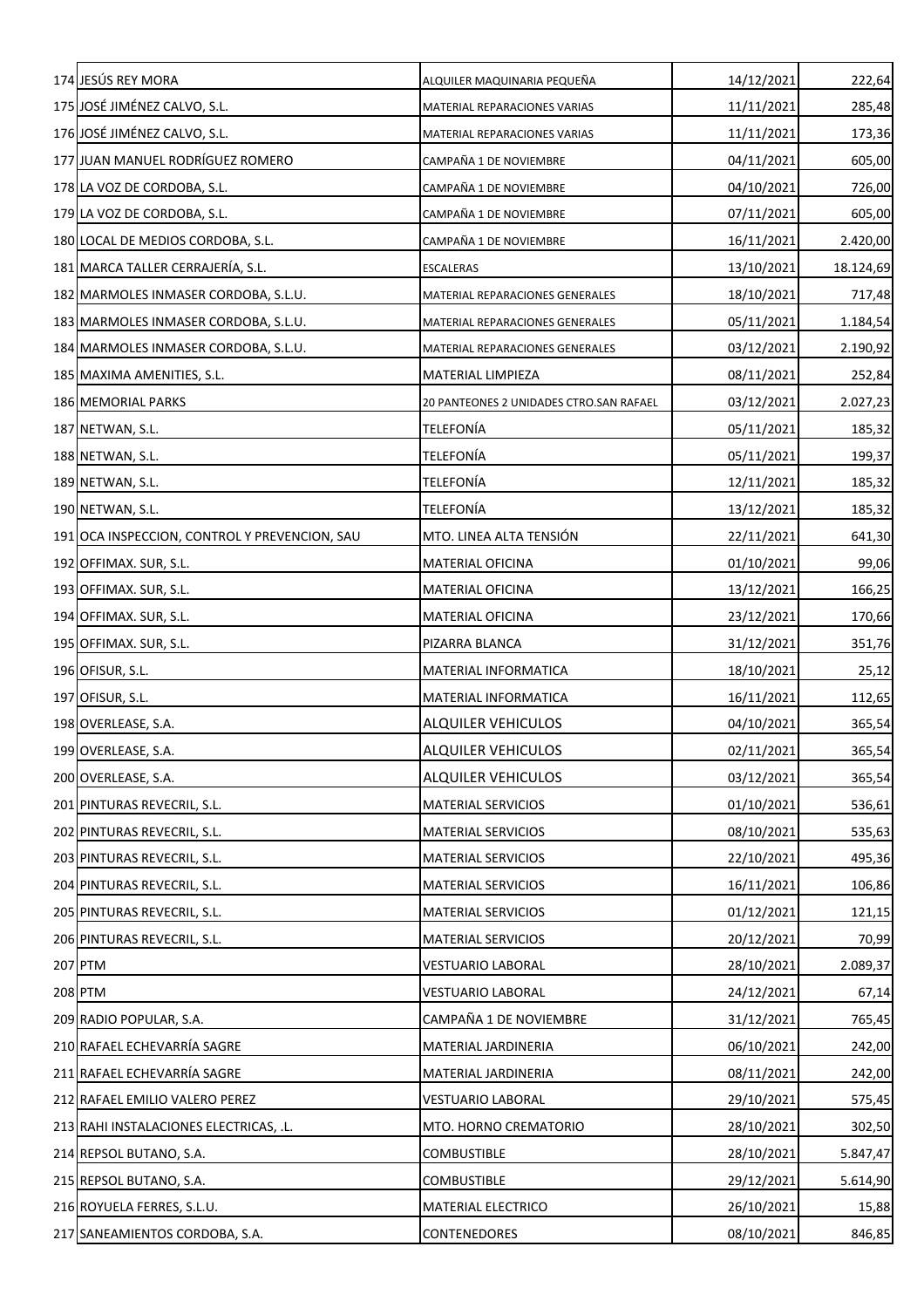| | | | | |
|---|---|---|---|---|
| 174 | JESÚS REY MORA | ALQUILER MAQUINARIA PEQUEÑA | 14/12/2021 | 222,64 |
| 175 | JOSÉ JIMÉNEZ CALVO, S.L. | MATERIAL REPARACIONES VARIAS | 11/11/2021 | 285,48 |
| 176 | JOSÉ JIMÉNEZ CALVO, S.L. | MATERIAL REPARACIONES VARIAS | 11/11/2021 | 173,36 |
| 177 | JUAN MANUEL RODRÍGUEZ ROMERO | CAMPAÑA 1 DE NOVIEMBRE | 04/11/2021 | 605,00 |
| 178 | LA VOZ DE CORDOBA, S.L. | CAMPAÑA 1 DE NOVIEMBRE | 04/10/2021 | 726,00 |
| 179 | LA VOZ DE CORDOBA, S.L. | CAMPAÑA 1 DE NOVIEMBRE | 07/11/2021 | 605,00 |
| 180 | LOCAL DE MEDIOS CORDOBA, S.L. | CAMPAÑA 1 DE NOVIEMBRE | 16/11/2021 | 2.420,00 |
| 181 | MARCA TALLER CERRAJERÍA, S.L. | ESCALERAS | 13/10/2021 | 18.124,69 |
| 182 | MARMOLES INMASER CORDOBA, S.L.U. | MATERIAL REPARACIONES GENERALES | 18/10/2021 | 717,48 |
| 183 | MARMOLES INMASER CORDOBA, S.L.U. | MATERIAL REPARACIONES GENERALES | 05/11/2021 | 1.184,54 |
| 184 | MARMOLES INMASER CORDOBA, S.L.U. | MATERIAL REPARACIONES GENERALES | 03/12/2021 | 2.190,92 |
| 185 | MAXIMA AMENITIES, S.L. | MATERIAL LIMPIEZA | 08/11/2021 | 252,84 |
| 186 | MEMORIAL PARKS | 20 PANTEONES 2 UNIDADES CTRO.SAN RAFAEL | 03/12/2021 | 2.027,23 |
| 187 | NETWAN, S.L. | TELEFONÍA | 05/11/2021 | 185,32 |
| 188 | NETWAN, S.L. | TELEFONÍA | 05/11/2021 | 199,37 |
| 189 | NETWAN, S.L. | TELEFONÍA | 12/11/2021 | 185,32 |
| 190 | NETWAN, S.L. | TELEFONÍA | 13/12/2021 | 185,32 |
| 191 | OCA INSPECCION, CONTROL Y PREVENCION, SAU | MTO. LINEA ALTA TENSIÓN | 22/11/2021 | 641,30 |
| 192 | OFFIMAX. SUR, S.L. | MATERIAL OFICINA | 01/10/2021 | 99,06 |
| 193 | OFFIMAX. SUR, S.L. | MATERIAL OFICINA | 13/12/2021 | 166,25 |
| 194 | OFFIMAX. SUR, S.L. | MATERIAL OFICINA | 23/12/2021 | 170,66 |
| 195 | OFFIMAX. SUR, S.L. | PIZARRA BLANCA | 31/12/2021 | 351,76 |
| 196 | OFISUR, S.L. | MATERIAL INFORMATICA | 18/10/2021 | 25,12 |
| 197 | OFISUR, S.L. | MATERIAL INFORMATICA | 16/11/2021 | 112,65 |
| 198 | OVERLEASE, S.A. | ALQUILER VEHICULOS | 04/10/2021 | 365,54 |
| 199 | OVERLEASE, S.A. | ALQUILER VEHICULOS | 02/11/2021 | 365,54 |
| 200 | OVERLEASE, S.A. | ALQUILER VEHICULOS | 03/12/2021 | 365,54 |
| 201 | PINTURAS REVECRIL, S.L. | MATERIAL SERVICIOS | 01/10/2021 | 536,61 |
| 202 | PINTURAS REVECRIL, S.L. | MATERIAL SERVICIOS | 08/10/2021 | 535,63 |
| 203 | PINTURAS REVECRIL, S.L. | MATERIAL SERVICIOS | 22/10/2021 | 495,36 |
| 204 | PINTURAS REVECRIL, S.L. | MATERIAL SERVICIOS | 16/11/2021 | 106,86 |
| 205 | PINTURAS REVECRIL, S.L. | MATERIAL SERVICIOS | 01/12/2021 | 121,15 |
| 206 | PINTURAS REVECRIL, S.L. | MATERIAL SERVICIOS | 20/12/2021 | 70,99 |
| 207 | PTM | VESTUARIO LABORAL | 28/10/2021 | 2.089,37 |
| 208 | PTM | VESTUARIO LABORAL | 24/12/2021 | 67,14 |
| 209 | RADIO POPULAR, S.A. | CAMPAÑA 1 DE NOVIEMBRE | 31/12/2021 | 765,45 |
| 210 | RAFAEL ECHEVARRÍA SAGRE | MATERIAL JARDINERIA | 06/10/2021 | 242,00 |
| 211 | RAFAEL ECHEVARRÍA SAGRE | MATERIAL JARDINERIA | 08/11/2021 | 242,00 |
| 212 | RAFAEL EMILIO VALERO PEREZ | VESTUARIO LABORAL | 29/10/2021 | 575,45 |
| 213 | RAHI INSTALACIONES ELECTRICAS, .L. | MTO. HORNO CREMATORIO | 28/10/2021 | 302,50 |
| 214 | REPSOL BUTANO, S.A. | COMBUSTIBLE | 28/10/2021 | 5.847,47 |
| 215 | REPSOL BUTANO, S.A. | COMBUSTIBLE | 29/12/2021 | 5.614,90 |
| 216 | ROYUELA FERRES, S.L.U. | MATERIAL ELECTRICO | 26/10/2021 | 15,88 |
| 217 | SANEAMIENTOS CORDOBA, S.A. | CONTENEDORES | 08/10/2021 | 846,85 |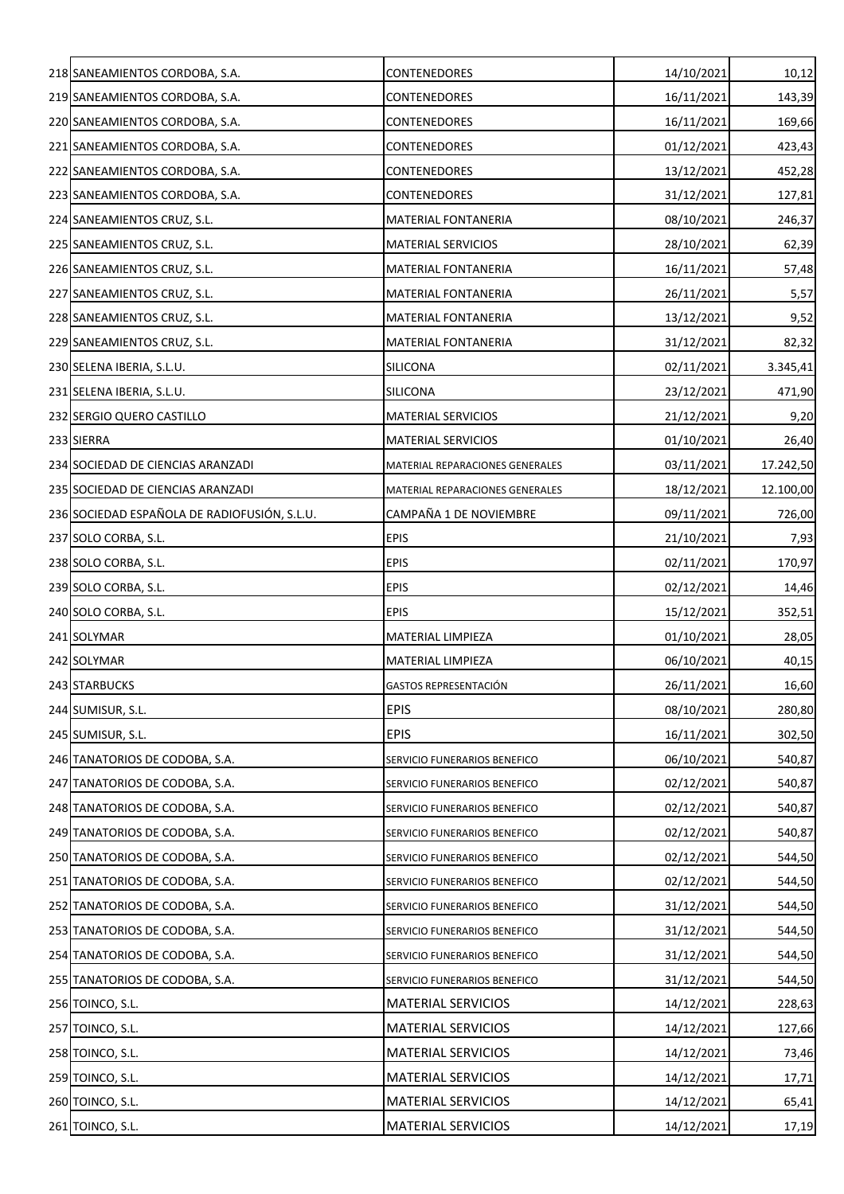| | | | |
|---|---|---|---|
| 218 SANEAMIENTOS CORDOBA, S.A. | CONTENEDORES | 14/10/2021 | 10,12 |
| 219 SANEAMIENTOS CORDOBA, S.A. | CONTENEDORES | 16/11/2021 | 143,39 |
| 220 SANEAMIENTOS CORDOBA, S.A. | CONTENEDORES | 16/11/2021 | 169,66 |
| 221 SANEAMIENTOS CORDOBA, S.A. | CONTENEDORES | 01/12/2021 | 423,43 |
| 222 SANEAMIENTOS CORDOBA, S.A. | CONTENEDORES | 13/12/2021 | 452,28 |
| 223 SANEAMIENTOS CORDOBA, S.A. | CONTENEDORES | 31/12/2021 | 127,81 |
| 224 SANEAMIENTOS CRUZ, S.L. | MATERIAL FONTANERIA | 08/10/2021 | 246,37 |
| 225 SANEAMIENTOS CRUZ, S.L. | MATERIAL SERVICIOS | 28/10/2021 | 62,39 |
| 226 SANEAMIENTOS CRUZ, S.L. | MATERIAL FONTANERIA | 16/11/2021 | 57,48 |
| 227 SANEAMIENTOS CRUZ, S.L. | MATERIAL FONTANERIA | 26/11/2021 | 5,57 |
| 228 SANEAMIENTOS CRUZ, S.L. | MATERIAL FONTANERIA | 13/12/2021 | 9,52 |
| 229 SANEAMIENTOS CRUZ, S.L. | MATERIAL FONTANERIA | 31/12/2021 | 82,32 |
| 230 SELENA IBERIA, S.L.U. | SILICONA | 02/11/2021 | 3.345,41 |
| 231 SELENA IBERIA, S.L.U. | SILICONA | 23/12/2021 | 471,90 |
| 232 SERGIO QUERO CASTILLO | MATERIAL SERVICIOS | 21/12/2021 | 9,20 |
| 233 SIERRA | MATERIAL SERVICIOS | 01/10/2021 | 26,40 |
| 234 SOCIEDAD DE CIENCIAS ARANZADI | MATERIAL REPARACIONES GENERALES | 03/11/2021 | 17.242,50 |
| 235 SOCIEDAD DE CIENCIAS ARANZADI | MATERIAL REPARACIONES GENERALES | 18/12/2021 | 12.100,00 |
| 236 SOCIEDAD ESPAÑOLA DE RADIOFUSIÓN, S.L.U. | CAMPAÑA 1 DE NOVIEMBRE | 09/11/2021 | 726,00 |
| 237 SOLO CORBA, S.L. | EPIS | 21/10/2021 | 7,93 |
| 238 SOLO CORBA, S.L. | EPIS | 02/11/2021 | 170,97 |
| 239 SOLO CORBA, S.L. | EPIS | 02/12/2021 | 14,46 |
| 240 SOLO CORBA, S.L. | EPIS | 15/12/2021 | 352,51 |
| 241 SOLYMAR | MATERIAL LIMPIEZA | 01/10/2021 | 28,05 |
| 242 SOLYMAR | MATERIAL LIMPIEZA | 06/10/2021 | 40,15 |
| 243 STARBUCKS | GASTOS REPRESENTACIÓN | 26/11/2021 | 16,60 |
| 244 SUMISUR, S.L. | EPIS | 08/10/2021 | 280,80 |
| 245 SUMISUR, S.L. | EPIS | 16/11/2021 | 302,50 |
| 246 TANATORIOS DE CODOBA, S.A. | SERVICIO FUNERARIOS BENEFICO | 06/10/2021 | 540,87 |
| 247 TANATORIOS DE CODOBA, S.A. | SERVICIO FUNERARIOS BENEFICO | 02/12/2021 | 540,87 |
| 248 TANATORIOS DE CODOBA, S.A. | SERVICIO FUNERARIOS BENEFICO | 02/12/2021 | 540,87 |
| 249 TANATORIOS DE CODOBA, S.A. | SERVICIO FUNERARIOS BENEFICO | 02/12/2021 | 540,87 |
| 250 TANATORIOS DE CODOBA, S.A. | SERVICIO FUNERARIOS BENEFICO | 02/12/2021 | 544,50 |
| 251 TANATORIOS DE CODOBA, S.A. | SERVICIO FUNERARIOS BENEFICO | 02/12/2021 | 544,50 |
| 252 TANATORIOS DE CODOBA, S.A. | SERVICIO FUNERARIOS BENEFICO | 31/12/2021 | 544,50 |
| 253 TANATORIOS DE CODOBA, S.A. | SERVICIO FUNERARIOS BENEFICO | 31/12/2021 | 544,50 |
| 254 TANATORIOS DE CODOBA, S.A. | SERVICIO FUNERARIOS BENEFICO | 31/12/2021 | 544,50 |
| 255 TANATORIOS DE CODOBA, S.A. | SERVICIO FUNERARIOS BENEFICO | 31/12/2021 | 544,50 |
| 256 TOINCO, S.L. | MATERIAL SERVICIOS | 14/12/2021 | 228,63 |
| 257 TOINCO, S.L. | MATERIAL SERVICIOS | 14/12/2021 | 127,66 |
| 258 TOINCO, S.L. | MATERIAL SERVICIOS | 14/12/2021 | 73,46 |
| 259 TOINCO, S.L. | MATERIAL SERVICIOS | 14/12/2021 | 17,71 |
| 260 TOINCO, S.L. | MATERIAL SERVICIOS | 14/12/2021 | 65,41 |
| 261 TOINCO, S.L. | MATERIAL SERVICIOS | 14/12/2021 | 17,19 |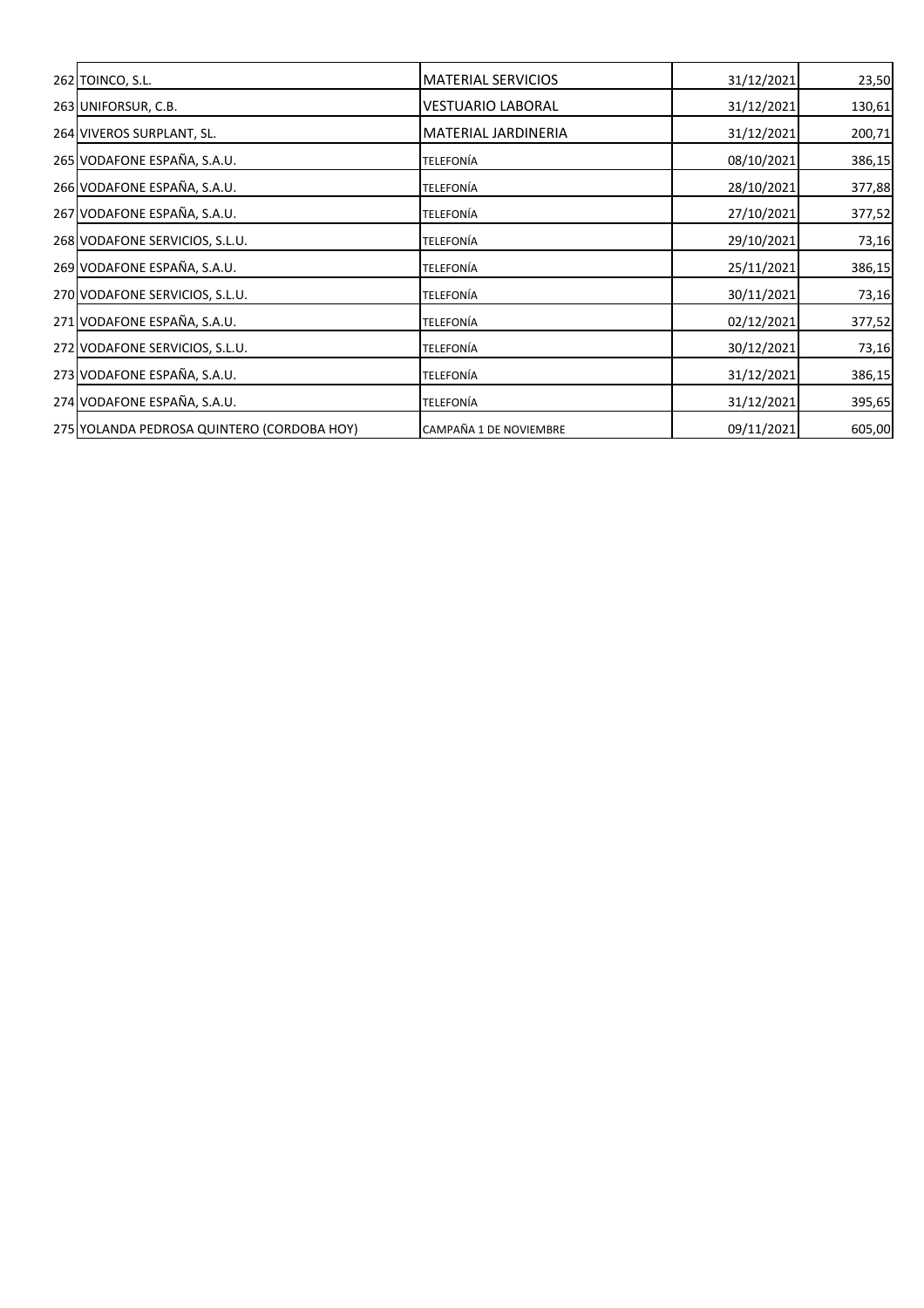| | | | | |
|---|---|---|---|---|
| 262 | TOINCO, S.L. | MATERIAL SERVICIOS | 31/12/2021 | 23,50 |
| 263 | UNIFORSUR, C.B. | VESTUARIO LABORAL | 31/12/2021 | 130,61 |
| 264 | VIVEROS SURPLANT, SL. | MATERIAL JARDINERIA | 31/12/2021 | 200,71 |
| 265 | VODAFONE ESPAÑA, S.A.U. | TELEFONÍA | 08/10/2021 | 386,15 |
| 266 | VODAFONE ESPAÑA, S.A.U. | TELEFONÍA | 28/10/2021 | 377,88 |
| 267 | VODAFONE ESPAÑA, S.A.U. | TELEFONÍA | 27/10/2021 | 377,52 |
| 268 | VODAFONE SERVICIOS, S.L.U. | TELEFONÍA | 29/10/2021 | 73,16 |
| 269 | VODAFONE ESPAÑA, S.A.U. | TELEFONÍA | 25/11/2021 | 386,15 |
| 270 | VODAFONE SERVICIOS, S.L.U. | TELEFONÍA | 30/11/2021 | 73,16 |
| 271 | VODAFONE ESPAÑA, S.A.U. | TELEFONÍA | 02/12/2021 | 377,52 |
| 272 | VODAFONE SERVICIOS, S.L.U. | TELEFONÍA | 30/12/2021 | 73,16 |
| 273 | VODAFONE ESPAÑA, S.A.U. | TELEFONÍA | 31/12/2021 | 386,15 |
| 274 | VODAFONE ESPAÑA, S.A.U. | TELEFONÍA | 31/12/2021 | 395,65 |
| 275 | YOLANDA PEDROSA QUINTERO (CORDOBA HOY) | CAMPAÑA 1 DE NOVIEMBRE | 09/11/2021 | 605,00 |